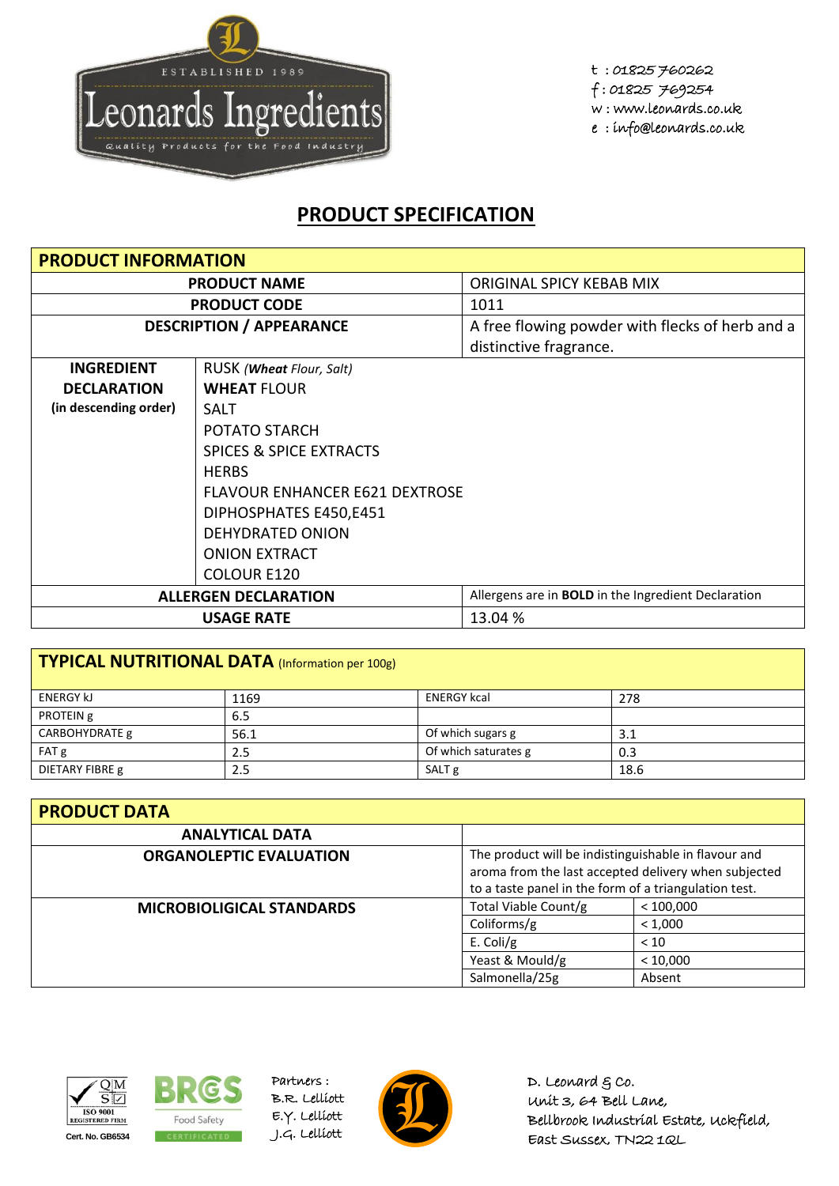Leonards Ingredients
ESTABLISHED 1989
Quality Products for the Food Industry

t : 01825 760262
f : 01825 769254
w : www.leonards.co.uk
e : info@leonards.co.uk

# PRODUCT SPECIFICATION

| **PRODUCT INFORMATION** | | |
|---|---|---|
| **PRODUCT NAME** | | ORIGINAL SPICY KEBAB MIX |
| **PRODUCT CODE** | | 1011 |
| **DESCRIPTION / APPEARANCE** | | A free flowing powder with flecks of herb and a distinctive fragrance. |
| **INGREDIENT DECLARATION (in descending order)** | RUSK (***Wheat*** *Flour, Salt*)<br>**WHEAT FLOUR**<br>SALT<br>POTATO STARCH<br>SPICES & SPICE EXTRACTS<br>HERBS<br>FLAVOUR ENHANCER E621 DEXTROSE<br>DIPHOSPHATES E450,E451<br>DEHYDRATED ONION<br>ONION EXTRACT<br>COLOUR E120 | |
| **ALLERGEN DECLARATION** | | Allergens are in **BOLD** in the Ingredient Declaration |
| **USAGE RATE** | | 13.04 % |

| **TYPICAL NUTRITIONAL DATA** (Information per 100g) | | | |
|---|---|---|---|
| ENERGY kJ | 1169 | ENERGY kcal | 278 |
| PROTEIN g | 6.5 | | |
| CARBOHYDRATE g | 56.1 | Of which sugars g | 3.1 |
| FAT g | 2.5 | Of which saturates g | 0.3 |
| DIETARY FIBRE g | 2.5 | SALT g | 18.6 |

| **PRODUCT DATA** | | |
|---|---|---|
| **ANALYTICAL DATA** | | |
| **ORGANOLEPTIC EVALUATION** | The product will be indistinguishable in flavour and aroma from the last accepted delivery when subjected to a taste panel in the form of a triangulation test. | |
| **MICROBIOLIGICAL STANDARDS** | Total Viable Count/g | < 100,000 |
| | Coliforms/g | < 1,000 |
| | E. Coli/g | < 10 |
| | Yeast & Mould/g | < 10,000 |
| | Salmonella/25g | Absent |

ISO 9001 REGISTERED FIRM Cert. No. GB6534

BRCGS Food Safety CERTIFICATED

Partners :
B.R. Lelliott
E.Y. Lelliott
J.G. Lelliott

D. Leonard & Co.
Unit 3, 64 Bell Lane,
Bellbrook Industrial Estate, Uckfield,
East Sussex, TN22 1QL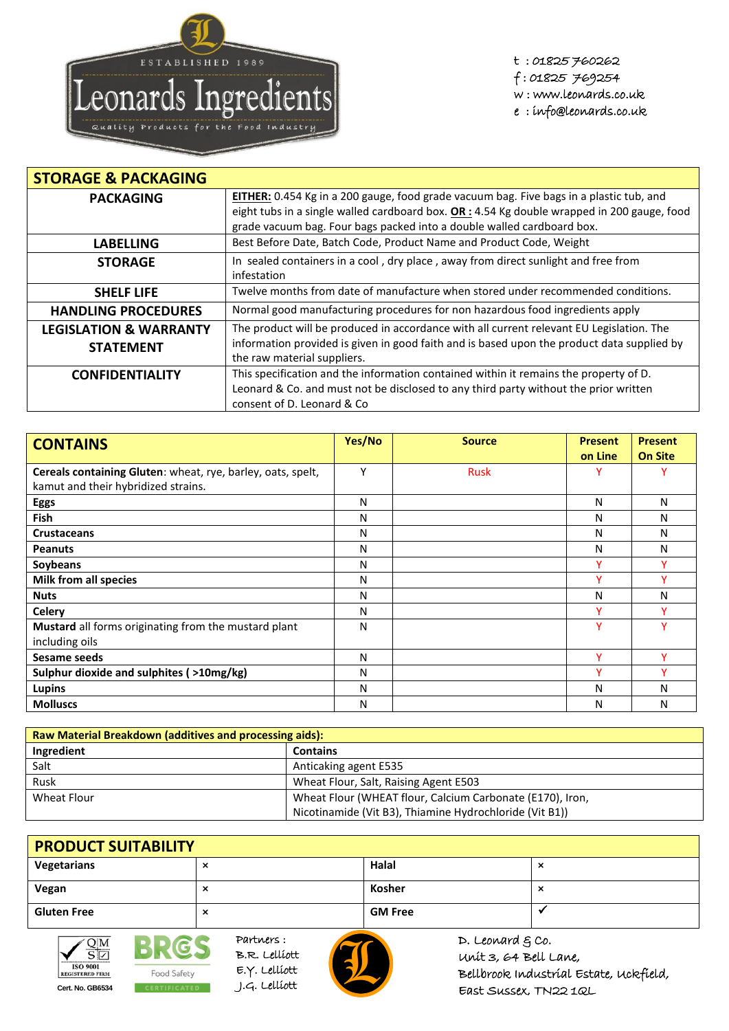ESTABLISHED 1989

# Leonards Ingredients

Quality Products for the Food Industry

t : 01825 760262
f : 01825 769254
w : www.leonards.co.uk
e : info@leonards.co.uk

| STORAGE & PACKAGING | |
|---|---|
| **PACKAGING** | **EITHER:** 0.454 Kg in a 200 gauge, food grade vacuum bag. Five bags in a plastic tub, and eight tubs in a single walled cardboard box. **OR :** 4.54 Kg double wrapped in 200 gauge, food grade vacuum bag. Four bags packed into a double walled cardboard box. |
| **LABELLING** | Best Before Date, Batch Code, Product Name and Product Code, Weight |
| **STORAGE** | In sealed containers in a cool , dry place , away from direct sunlight and free from infestation |
| **SHELF LIFE** | Twelve months from date of manufacture when stored under recommended conditions. |
| **HANDLING PROCEDURES** | Normal good manufacturing procedures for non hazardous food ingredients apply |
| **LEGISLATION & WARRANTY STATEMENT** | The product will be produced in accordance with all current relevant EU Legislation. The information provided is given in good faith and is based upon the product data supplied by the raw material suppliers. |
| **CONFIDENTIALITY** | This specification and the information contained within it remains the property of D. Leonard & Co. and must not be disclosed to any third party without the prior written consent of D. Leonard & Co |

| CONTAINS | Yes/No | Source | Present on Line | Present On Site |
|---|---|---|---|---|
| **Cereals containing Gluten**: wheat, rye, barley, oats, spelt, kamut and their hybridized strains. | Y | Rusk | Y | Y |
| **Eggs** | N | | N | N |
| **Fish** | N | | N | N |
| **Crustaceans** | N | | N | N |
| **Peanuts** | N | | N | N |
| **Soybeans** | N | | Y | Y |
| **Milk from all species** | N | | Y | Y |
| **Nuts** | N | | N | N |
| **Celery** | N | | Y | Y |
| **Mustard** all forms originating from the mustard plant including oils | N | | Y | Y |
| **Sesame seeds** | N | | Y | Y |
| **Sulphur dioxide and sulphites ( >10mg/kg)** | N | | Y | Y |
| **Lupins** | N | | N | N |
| **Molluscs** | N | | N | N |

| Raw Material Breakdown (additives and processing aids): | |
|---|---|
| **Ingredient** | **Contains** |
| Salt | Anticaking agent E535 |
| Rusk | Wheat Flour, Salt, Raising Agent E503 |
| Wheat Flour | Wheat Flour (WHEAT flour, Calcium Carbonate (E170), Iron, Nicotinamide (Vit B3), Thiamine Hydrochloride (Vit B1)) |

| PRODUCT SUITABILITY | | | |
|---|---|---|---|
| **Vegetarians** | × | **Halal** | × |
| **Vegan** | × | **Kosher** | × |
| **Gluten Free** | × | **GM Free** | ✓ |

QMS ISO 9001 REGISTERED FIRM Cert. No. GB6534

BRCGS Food Safety CERTIFICATED

Partners :
B.R. Lelliott
E.Y. Lelliott
J.G. Lelliott

D. Leonard & Co.
Unit 3, 64 Bell Lane,
Bellbrook Industrial Estate, Uckfield,
East Sussex, TN22 1QL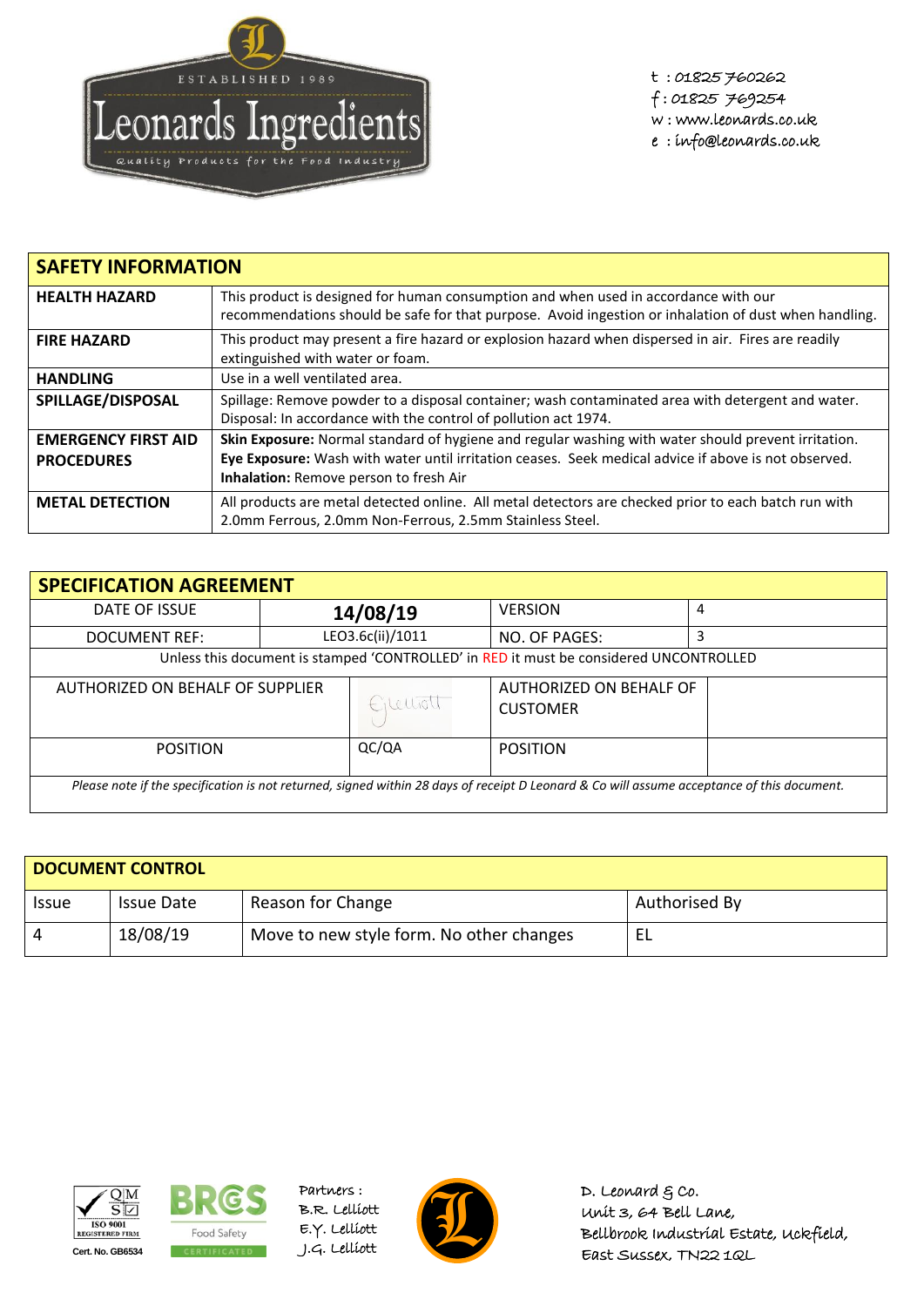Leonards Ingredients
ESTABLISHED 1989
Quality Products for the Food Industry

t : 01825 760262
f : 01825 769254
w : www.leonards.co.uk
e : info@leonards.co.uk

| SAFETY INFORMATION | |
|---|---|
| **HEALTH HAZARD** | This product is designed for human consumption and when used in accordance with our recommendations should be safe for that purpose. Avoid ingestion or inhalation of dust when handling. |
| **FIRE HAZARD** | This product may present a fire hazard or explosion hazard when dispersed in air. Fires are readily extinguished with water or foam. |
| **HANDLING** | Use in a well ventilated area. |
| **SPILLAGE/DISPOSAL** | Spillage: Remove powder to a disposal container; wash contaminated area with detergent and water. Disposal: In accordance with the control of pollution act 1974. |
| **EMERGENCY FIRST AID PROCEDURES** | **Skin Exposure:** Normal standard of hygiene and regular washing with water should prevent irritation. **Eye Exposure:** Wash with water until irritation ceases. Seek medical advice if above is not observed. **Inhalation:** Remove person to fresh Air |
| **METAL DETECTION** | All products are metal detected online. All metal detectors are checked prior to each batch run with 2.0mm Ferrous, 2.0mm Non-Ferrous, 2.5mm Stainless Steel. |

| SPECIFICATION AGREEMENT | | | |
|---|---|---|---|
| DATE OF ISSUE | **14/08/19** | VERSION | 4 |
| DOCUMENT REF: | LEO3.6c(ii)/1011 | NO. OF PAGES: | 3 |
| Unless this document is stamped 'CONTROLLED' in RED it must be considered UNCONTROLLED | | | |
| AUTHORIZED ON BEHALF OF SUPPLIER | G Lelliott | AUTHORIZED ON BEHALF OF CUSTOMER | |
| POSITION | QC/QA | POSITION | |

*Please note if the specification is not returned, signed within 28 days of receipt D Leonard & Co will assume acceptance of this document.*

| DOCUMENT CONTROL | | | |
|---|---|---|---|
| Issue | Issue Date | Reason for Change | Authorised By |
| 4 | 18/08/19 | Move to new style form. No other changes | EL |

ISO 9001 REGISTERED FIRM Cert. No. GB6534

BRCGS Food Safety CERTIFICATED

Partners :
B.R. Lelliott
E.Y. Lelliott
J.G. Lelliott

D. Leonard & Co.
Unit 3, 64 Bell Lane,
Bellbrook Industrial Estate, Uckfield,
East Sussex, TN22 1QL